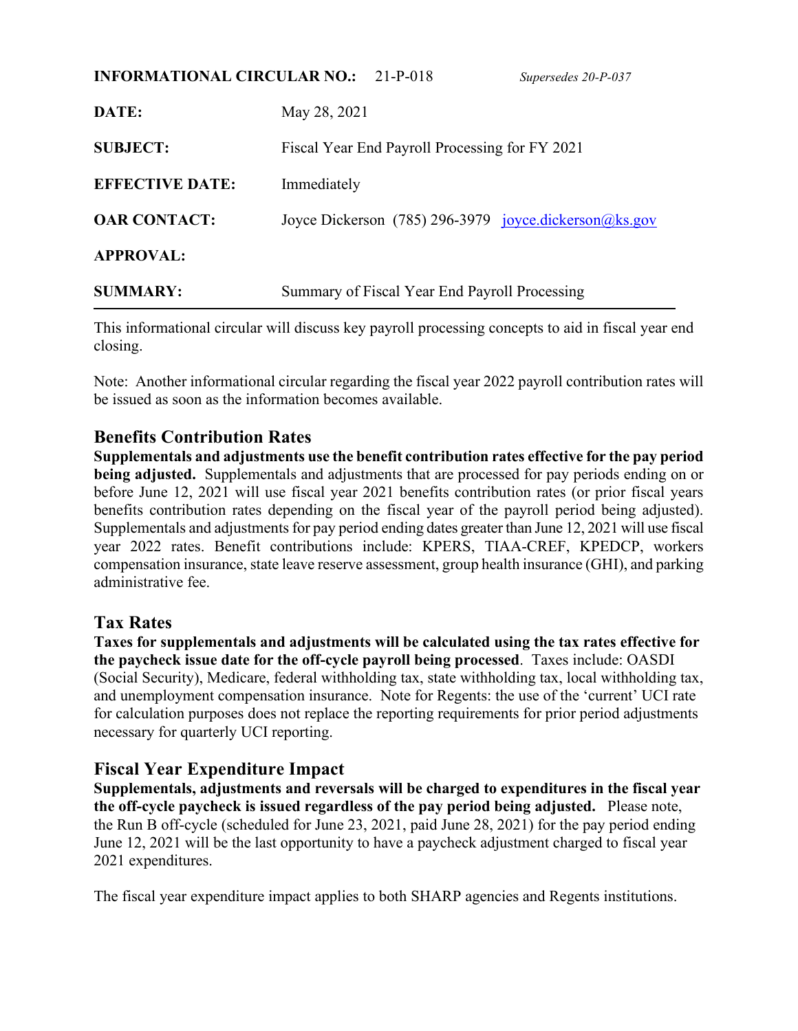**INFORMATIONAL CIRCULAR NO.:** 21-P-018 *Supersedes 20-P-037*

| | |
|---|---|
| **DATE:** | May 28, 2021 |
| **SUBJECT:** | Fiscal Year End Payroll Processing for FY 2021 |
| **EFFECTIVE DATE:** | Immediately |
| **OAR CONTACT:** | Joyce Dickerson (785) 296-3979 joyce.dickerson@ks.gov |
| **APPROVAL:** | |
| **SUMMARY:** | Summary of Fiscal Year End Payroll Processing |

This informational circular will discuss key payroll processing concepts to aid in fiscal year end closing.

Note: Another informational circular regarding the fiscal year 2022 payroll contribution rates will be issued as soon as the information becomes available.

## Benefits Contribution Rates

**Supplementals and adjustments use the benefit contribution rates effective for the pay period being adjusted.** Supplementals and adjustments that are processed for pay periods ending on or before June 12, 2021 will use fiscal year 2021 benefits contribution rates (or prior fiscal years benefits contribution rates depending on the fiscal year of the payroll period being adjusted). Supplementals and adjustments for pay period ending dates greater than June 12, 2021 will use fiscal year 2022 rates. Benefit contributions include: KPERS, TIAA-CREF, KPEDCP, workers compensation insurance, state leave reserve assessment, group health insurance (GHI), and parking administrative fee.

## Tax Rates

**Taxes for supplementals and adjustments will be calculated using the tax rates effective for the paycheck issue date for the off-cycle payroll being processed**. Taxes include: OASDI (Social Security), Medicare, federal withholding tax, state withholding tax, local withholding tax, and unemployment compensation insurance. Note for Regents: the use of the 'current' UCI rate for calculation purposes does not replace the reporting requirements for prior period adjustments necessary for quarterly UCI reporting.

## Fiscal Year Expenditure Impact

**Supplementals, adjustments and reversals will be charged to expenditures in the fiscal year the off-cycle paycheck is issued regardless of the pay period being adjusted.** Please note, the Run B off-cycle (scheduled for June 23, 2021, paid June 28, 2021) for the pay period ending June 12, 2021 will be the last opportunity to have a paycheck adjustment charged to fiscal year 2021 expenditures.

The fiscal year expenditure impact applies to both SHARP agencies and Regents institutions.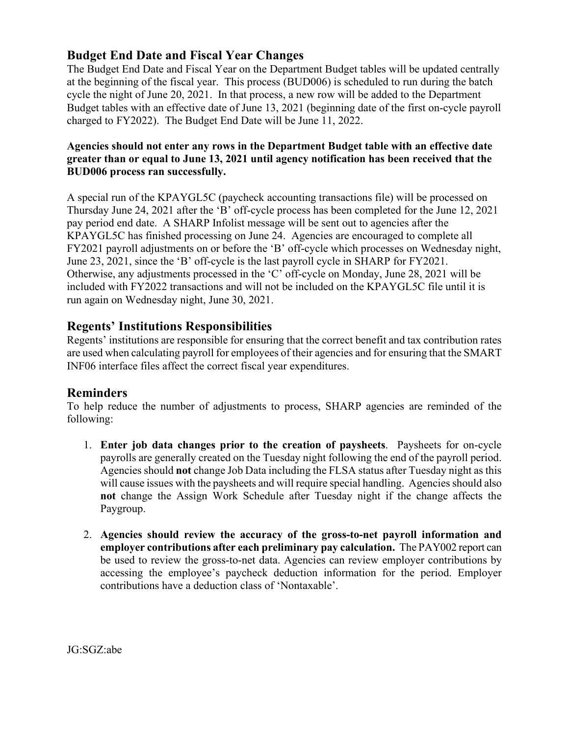## Budget End Date and Fiscal Year Changes

The Budget End Date and Fiscal Year on the Department Budget tables will be updated centrally at the beginning of the fiscal year. This process (BUD006) is scheduled to run during the batch cycle the night of June 20, 2021. In that process, a new row will be added to the Department Budget tables with an effective date of June 13, 2021 (beginning date of the first on-cycle payroll charged to FY2022). The Budget End Date will be June 11, 2022.

**Agencies should not enter any rows in the Department Budget table with an effective date greater than or equal to June 13, 2021 until agency notification has been received that the BUD006 process ran successfully.**

A special run of the KPAYGL5C (paycheck accounting transactions file) will be processed on Thursday June 24, 2021 after the 'B' off-cycle process has been completed for the June 12, 2021 pay period end date. A SHARP Infolist message will be sent out to agencies after the KPAYGL5C has finished processing on June 24. Agencies are encouraged to complete all FY2021 payroll adjustments on or before the 'B' off-cycle which processes on Wednesday night, June 23, 2021, since the 'B' off-cycle is the last payroll cycle in SHARP for FY2021. Otherwise, any adjustments processed in the 'C' off-cycle on Monday, June 28, 2021 will be included with FY2022 transactions and will not be included on the KPAYGL5C file until it is run again on Wednesday night, June 30, 2021.

## Regents' Institutions Responsibilities

Regents' institutions are responsible for ensuring that the correct benefit and tax contribution rates are used when calculating payroll for employees of their agencies and for ensuring that the SMART INF06 interface files affect the correct fiscal year expenditures.

## Reminders

To help reduce the number of adjustments to process, SHARP agencies are reminded of the following:

1. **Enter job data changes prior to the creation of paysheets**. Paysheets for on-cycle payrolls are generally created on the Tuesday night following the end of the payroll period. Agencies should **not** change Job Data including the FLSA status after Tuesday night as this will cause issues with the paysheets and will require special handling. Agencies should also **not** change the Assign Work Schedule after Tuesday night if the change affects the Paygroup.

2. **Agencies should review the accuracy of the gross-to-net payroll information and employer contributions after each preliminary pay calculation.** The PAY002 report can be used to review the gross-to-net data. Agencies can review employer contributions by accessing the employee's paycheck deduction information for the period. Employer contributions have a deduction class of 'Nontaxable'.

JG:SGZ:abe